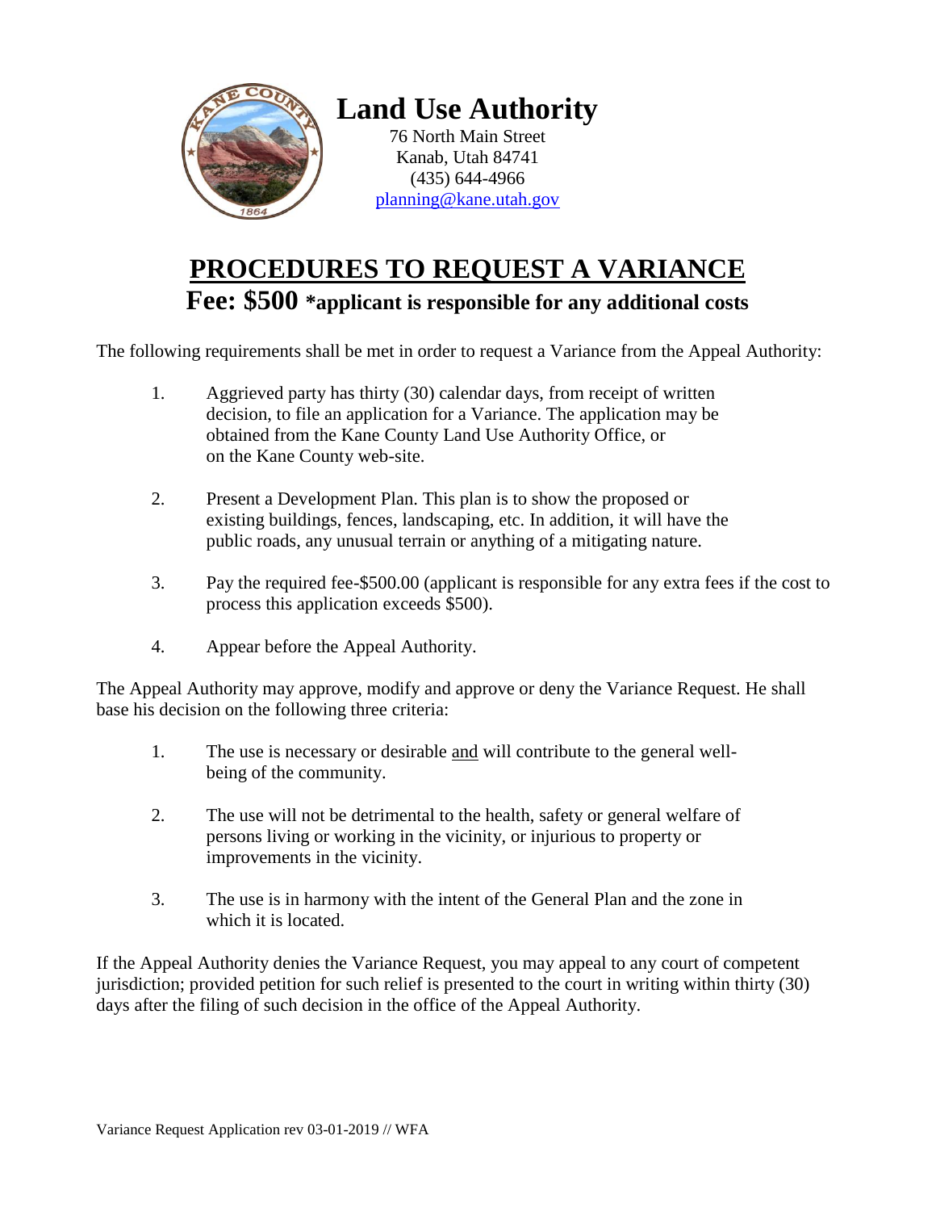# Land Use Authority

76 North Main Street
Kanab, Utah 84741
(435) 644-4966
planning@kane.utah.gov

## PROCEDURES TO REQUEST A VARIANCE

### Fee: $500 *applicant is responsible for any additional costs

The following requirements shall be met in order to request a Variance from the Appeal Authority:

1. Aggrieved party has thirty (30) calendar days, from receipt of written decision, to file an application for a Variance. The application may be obtained from the Kane County Land Use Authority Office, or on the Kane County web-site.

2. Present a Development Plan. This plan is to show the proposed or existing buildings, fences, landscaping, etc. In addition, it will have the public roads, any unusual terrain or anything of a mitigating nature.

3. Pay the required fee-$500.00 (applicant is responsible for any extra fees if the cost to process this application exceeds $500).

4. Appear before the Appeal Authority.

The Appeal Authority may approve, modify and approve or deny the Variance Request. He shall base his decision on the following three criteria:

1. The use is necessary or desirable <u>and</u> will contribute to the general well-being of the community.

2. The use will not be detrimental to the health, safety or general welfare of persons living or working in the vicinity, or injurious to property or improvements in the vicinity.

3. The use is in harmony with the intent of the General Plan and the zone in which it is located.

If the Appeal Authority denies the Variance Request, you may appeal to any court of competent jurisdiction; provided petition for such relief is presented to the court in writing within thirty (30) days after the filing of such decision in the office of the Appeal Authority.

Variance Request Application rev 03-01-2019 // WFA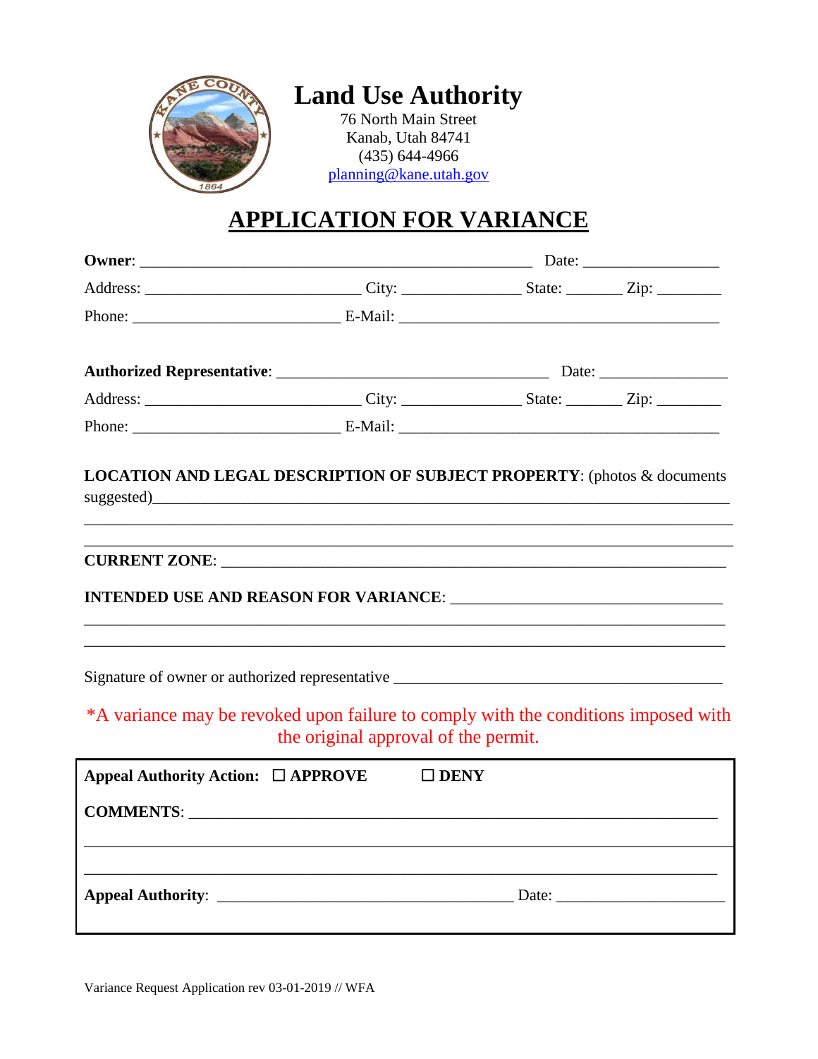# Land Use Authority

76 North Main Street
Kanab, Utah 84741
(435) 644-4966
planning@kane.utah.gov

## APPLICATION FOR VARIANCE

**Owner**: ______________________________________________ Date: ________________

Address: _________________________ City: ______________ State: _______ Zip: ________

Phone: ________________________ E-Mail: _____________________________________

**Authorized Representative**: ______________________________ Date: ________________

Address: _________________________ City: ______________ State: _______ Zip: ________

Phone: ________________________ E-Mail: _____________________________________

**LOCATION AND LEGAL DESCRIPTION OF SUBJECT PROPERTY**: (photos & documents suggested)______________________________________________________________

_____________________________________________________________________________

_____________________________________________________________________________

**CURRENT ZONE**: ___________________________________________________________

**INTENDED USE AND REASON FOR VARIANCE**: _______________________________

_____________________________________________________________________________

_____________________________________________________________________________

Signature of owner or authorized representative ______________________________________

*A variance may be revoked upon failure to comply with the conditions imposed with the original approval of the permit.

**Appeal Authority Action:** ☐ **APPROVE** ☐ **DENY**

**COMMENTS**: ______________________________________________________________

_____________________________________________________________________________

_____________________________________________________________________________

**Appeal Authority**: __________________________________ Date: ____________________

Variance Request Application rev 03-01-2019 // WFA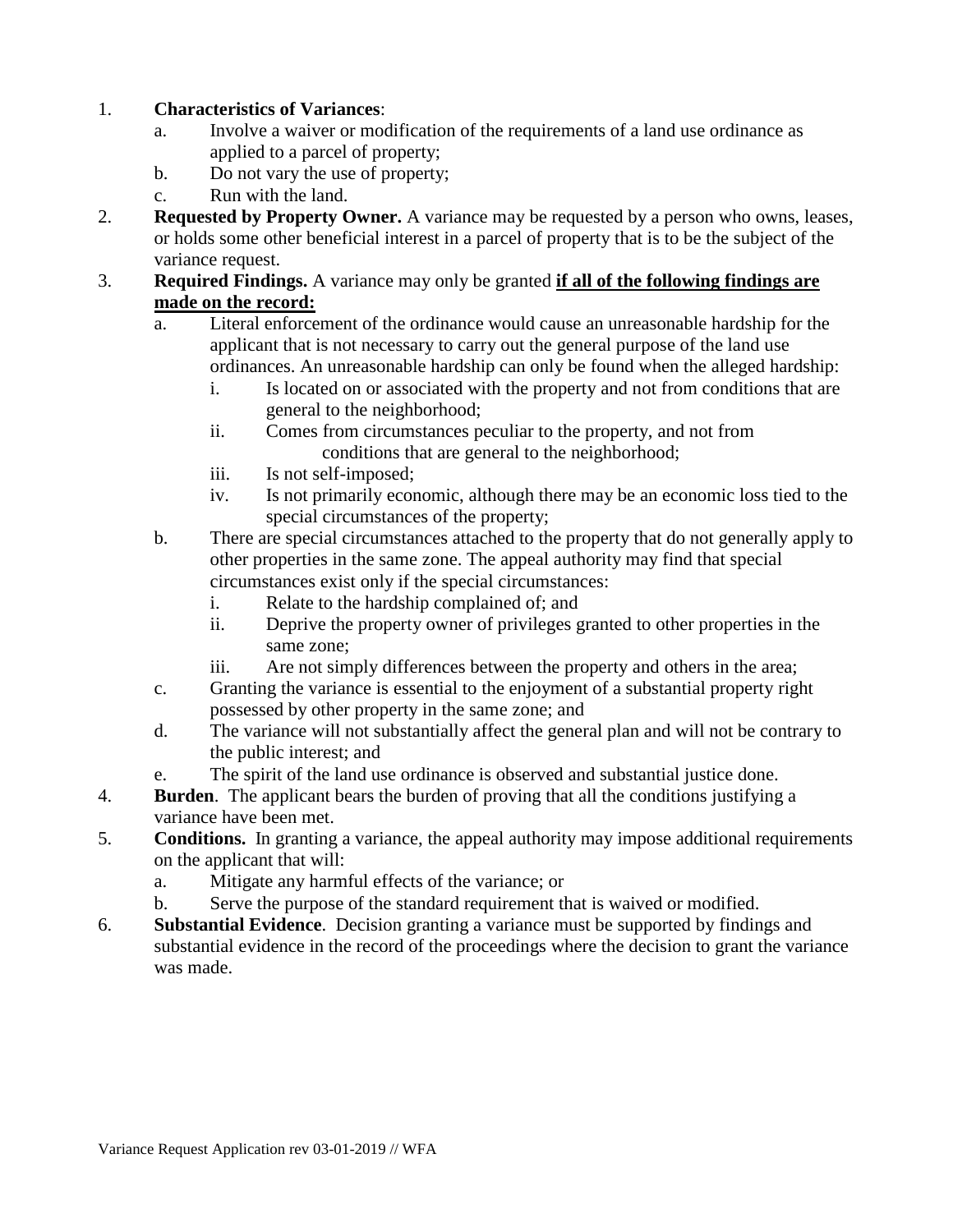1. **Characteristics of Variances**:
   a. Involve a waiver or modification of the requirements of a land use ordinance as applied to a parcel of property;
   b. Do not vary the use of property;
   c. Run with the land.
2. **Requested by Property Owner.** A variance may be requested by a person who owns, leases, or holds some other beneficial interest in a parcel of property that is to be the subject of the variance request.
3. **Required Findings.** A variance may only be granted **<u>if all of the following findings are made on the record:</u>**
   a. Literal enforcement of the ordinance would cause an unreasonable hardship for the applicant that is not necessary to carry out the general purpose of the land use ordinances. An unreasonable hardship can only be found when the alleged hardship:
      i. Is located on or associated with the property and not from conditions that are general to the neighborhood;
      ii. Comes from circumstances peculiar to the property, and not from conditions that are general to the neighborhood;
      iii. Is not self-imposed;
      iv. Is not primarily economic, although there may be an economic loss tied to the special circumstances of the property;
   b. There are special circumstances attached to the property that do not generally apply to other properties in the same zone. The appeal authority may find that special circumstances exist only if the special circumstances:
      i. Relate to the hardship complained of; and
      ii. Deprive the property owner of privileges granted to other properties in the same zone;
      iii. Are not simply differences between the property and others in the area;
   c. Granting the variance is essential to the enjoyment of a substantial property right possessed by other property in the same zone; and
   d. The variance will not substantially affect the general plan and will not be contrary to the public interest; and
   e. The spirit of the land use ordinance is observed and substantial justice done.
4. **Burden**. The applicant bears the burden of proving that all the conditions justifying a variance have been met.
5. **Conditions.** In granting a variance, the appeal authority may impose additional requirements on the applicant that will:
   a. Mitigate any harmful effects of the variance; or
   b. Serve the purpose of the standard requirement that is waived or modified.
6. **Substantial Evidence**. Decision granting a variance must be supported by findings and substantial evidence in the record of the proceedings where the decision to grant the variance was made.

Variance Request Application rev 03-01-2019 // WFA